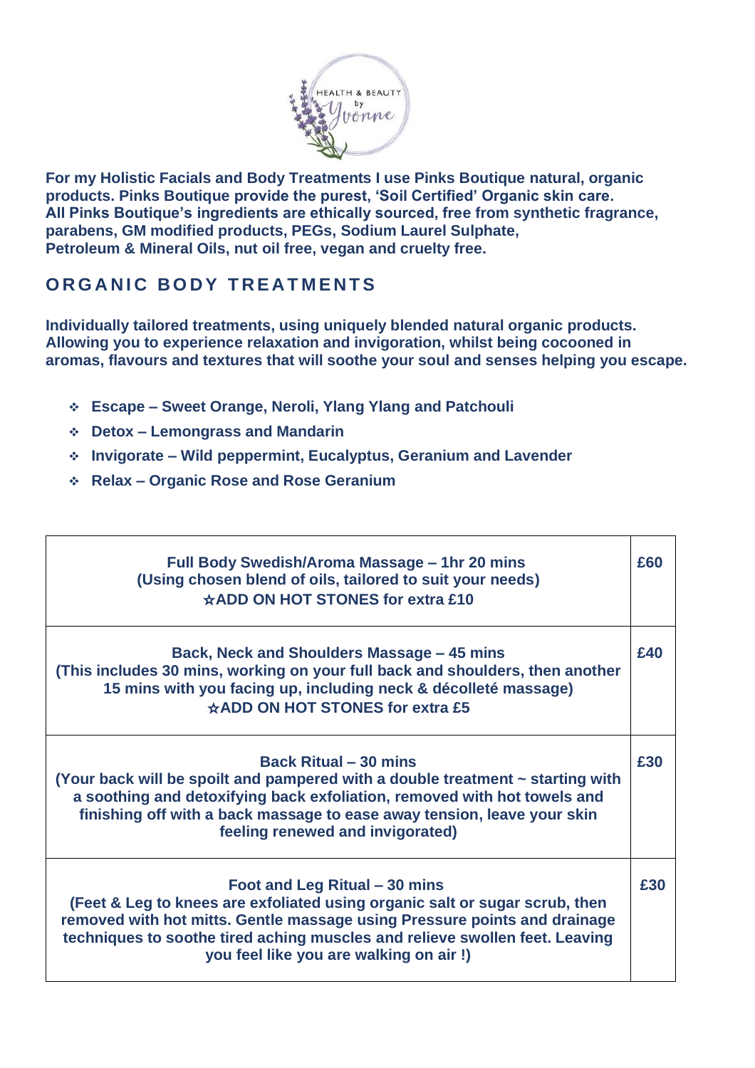HEALTH & BEAUTY by Yvonne

**For my Holistic Facials and Body Treatments I use Pinks Boutique natural, organic products. Pinks Boutique provide the purest, 'Soil Certified' Organic skin care. All Pinks Boutique's ingredients are ethically sourced, free from synthetic fragrance, parabens, GM modified products, PEGs, Sodium Laurel Sulphate, Petroleum & Mineral Oils, nut oil free, vegan and cruelty free.**

## ORGANIC BODY TREATMENTS

**Individually tailored treatments, using uniquely blended natural organic products. Allowing you to experience relaxation and invigoration, whilst being cocooned in aromas, flavours and textures that will soothe your soul and senses helping you escape.**

- **Escape – Sweet Orange, Neroli, Ylang Ylang and Patchouli**
- **Detox – Lemongrass and Mandarin**
- **Invigorate – Wild peppermint, Eucalyptus, Geranium and Lavender**
- **Relax – Organic Rose and Rose Geranium**

| Treatment | Price |
|---|---|
| **Full Body Swedish/Aroma Massage – 1hr 20 mins**<br>**(Using chosen blend of oils, tailored to suit your needs)**<br>**☆ADD ON HOT STONES for extra £10** | **£60** |
| **Back, Neck and Shoulders Massage – 45 mins**<br>**(This includes 30 mins, working on your full back and shoulders, then another 15 mins with you facing up, including neck & décolleté massage)**<br>**☆ADD ON HOT STONES for extra £5** | **£40** |
| **Back Ritual – 30 mins**<br>**(Your back will be spoilt and pampered with a double treatment ~ starting with a soothing and detoxifying back exfoliation, removed with hot towels and finishing off with a back massage to ease away tension, leave your skin feeling renewed and invigorated)** | **£30** |
| **Foot and Leg Ritual – 30 mins**<br>**(Feet & Leg to knees are exfoliated using organic salt or sugar scrub, then removed with hot mitts. Gentle massage using Pressure points and drainage techniques to soothe tired aching muscles and relieve swollen feet. Leaving you feel like you are walking on air !)** | **£30** |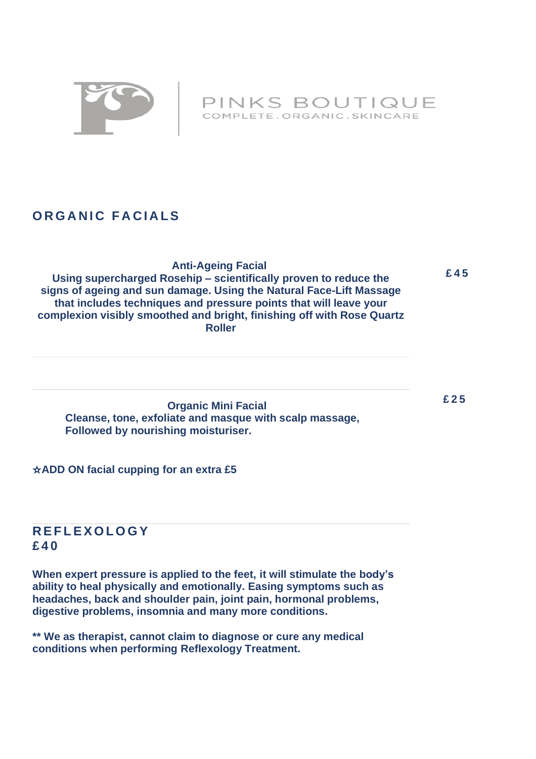PINKS BOUTIQUE
COMPLETE . ORGANIC . SKINCARE

## ORGANIC FACIALS

**Anti-Ageing Facial** — **£45**

**Using supercharged Rosehip – scientifically proven to reduce the signs of ageing and sun damage. Using the Natural Face-Lift Massage that includes techniques and pressure points that will leave your complexion visibly smoothed and bright, finishing off with Rose Quartz Roller**

---

**Organic Mini Facial** — **£25**

**Cleanse, tone, exfoliate and masque with scalp massage,
Followed by nourishing moisturiser.**

**☆ADD ON facial cupping for an extra £5**

---

## REFLEXOLOGY
## £40

**When expert pressure is applied to the feet, it will stimulate the body's ability to heal physically and emotionally. Easing symptoms such as headaches, back and shoulder pain, joint pain, hormonal problems, digestive problems, insomnia and many more conditions.**

**** We as therapist, cannot claim to diagnose or cure any medical conditions when performing Reflexology Treatment.**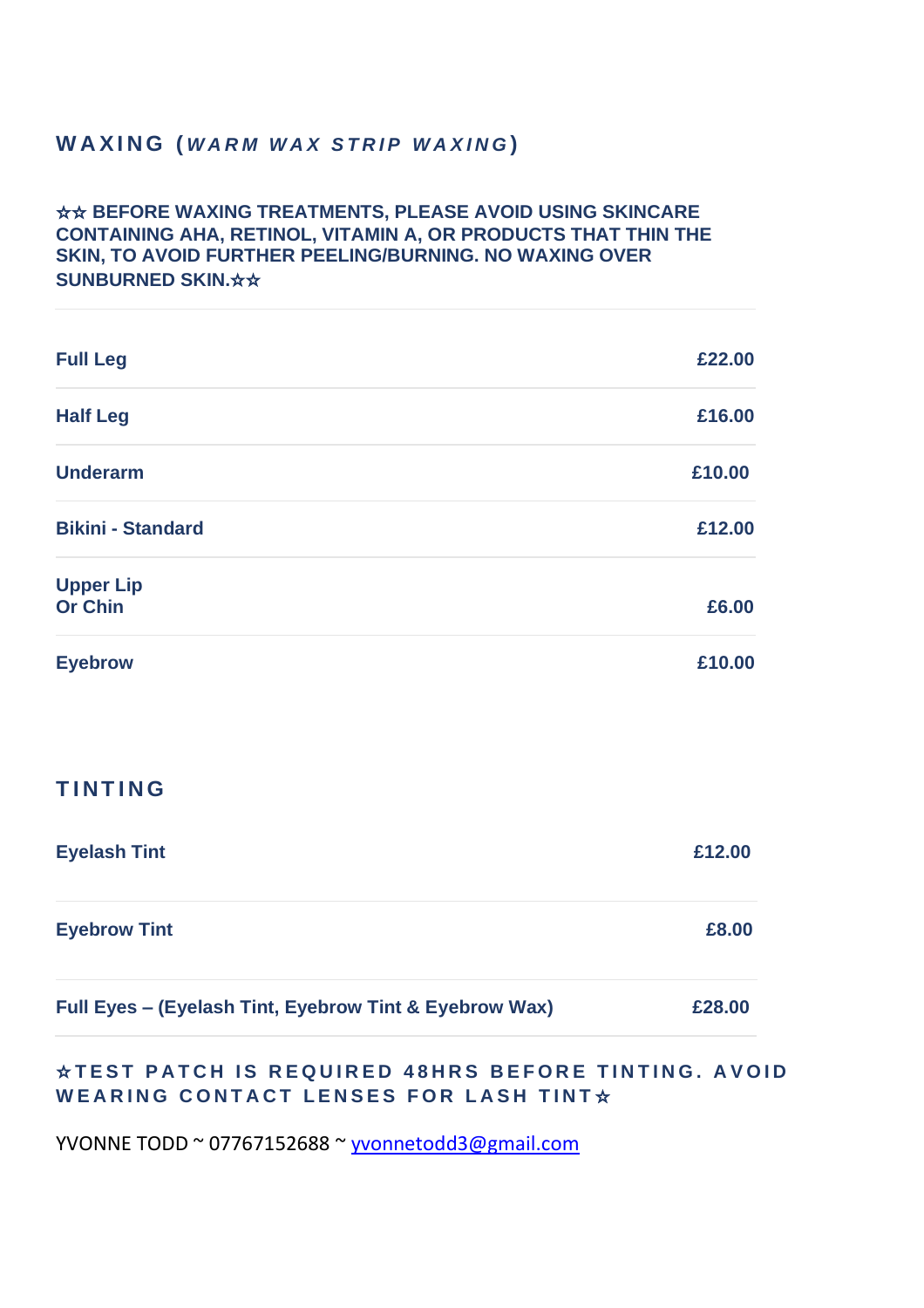## WAXING (*WARM WAX STRIP WAXING*)

**☆☆ BEFORE WAXING TREATMENTS, PLEASE AVOID USING SKINCARE CONTAINING AHA, RETINOL, VITAMIN A, OR PRODUCTS THAT THIN THE SKIN, TO AVOID FURTHER PEELING/BURNING. NO WAXING OVER SUNBURNED SKIN.☆☆**

| | |
|---|---|
| **Full Leg** | **£22.00** |
| **Half Leg** | **£16.00** |
| **Underarm** | **£10.00** |
| **Bikini - Standard** | **£12.00** |
| **Upper Lip Or Chin** | **£6.00** |
| **Eyebrow** | **£10.00** |

## TINTING

| | |
|---|---|
| **Eyelash Tint** | **£12.00** |
| **Eyebrow Tint** | **£8.00** |
| **Full Eyes – (Eyelash Tint, Eyebrow Tint & Eyebrow Wax)** | **£28.00** |

**☆TEST PATCH IS REQUIRED 48HRS BEFORE TINTING. AVOID WEARING CONTACT LENSES FOR LASH TINT☆**

YVONNE TODD ~ 07767152688 ~ yvonnetodd3@gmail.com